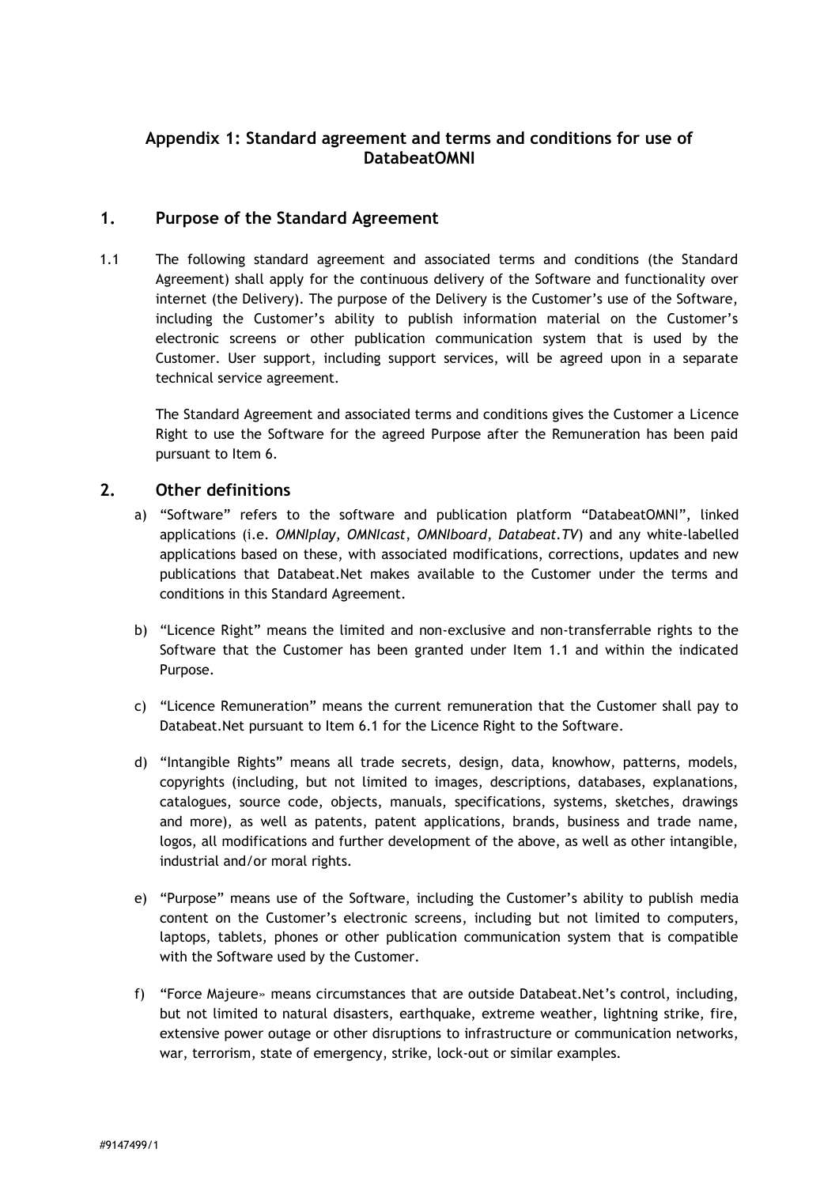# Appendix 1: Standard agreement and terms and conditions for use of DatabeatOMNI

## 1. Purpose of the Standard Agreement

1.1 The following standard agreement and associated terms and conditions (the Standard Agreement) shall apply for the continuous delivery of the Software and functionality over internet (the Delivery). The purpose of the Delivery is the Customer's use of the Software, including the Customer's ability to publish information material on the Customer's electronic screens or other publication communication system that is used by the Customer. User support, including support services, will be agreed upon in a separate technical service agreement.

The Standard Agreement and associated terms and conditions gives the Customer a Licence Right to use the Software for the agreed Purpose after the Remuneration has been paid pursuant to Item 6.

## 2. Other definitions

a) "Software" refers to the software and publication platform "DatabeatOMNI", linked applications (i.e. *OMNIplay*, *OMNIcast*, *OMNIboard*, *Databeat.TV*) and any white-labelled applications based on these, with associated modifications, corrections, updates and new publications that Databeat.Net makes available to the Customer under the terms and conditions in this Standard Agreement.

b) "Licence Right" means the limited and non-exclusive and non-transferrable rights to the Software that the Customer has been granted under Item 1.1 and within the indicated Purpose.

c) "Licence Remuneration" means the current remuneration that the Customer shall pay to Databeat.Net pursuant to Item 6.1 for the Licence Right to the Software.

d) "Intangible Rights" means all trade secrets, design, data, knowhow, patterns, models, copyrights (including, but not limited to images, descriptions, databases, explanations, catalogues, source code, objects, manuals, specifications, systems, sketches, drawings and more), as well as patents, patent applications, brands, business and trade name, logos, all modifications and further development of the above, as well as other intangible, industrial and/or moral rights.

e) "Purpose" means use of the Software, including the Customer's ability to publish media content on the Customer's electronic screens, including but not limited to computers, laptops, tablets, phones or other publication communication system that is compatible with the Software used by the Customer.

f) "Force Majeure» means circumstances that are outside Databeat.Net's control, including, but not limited to natural disasters, earthquake, extreme weather, lightning strike, fire, extensive power outage or other disruptions to infrastructure or communication networks, war, terrorism, state of emergency, strike, lock-out or similar examples.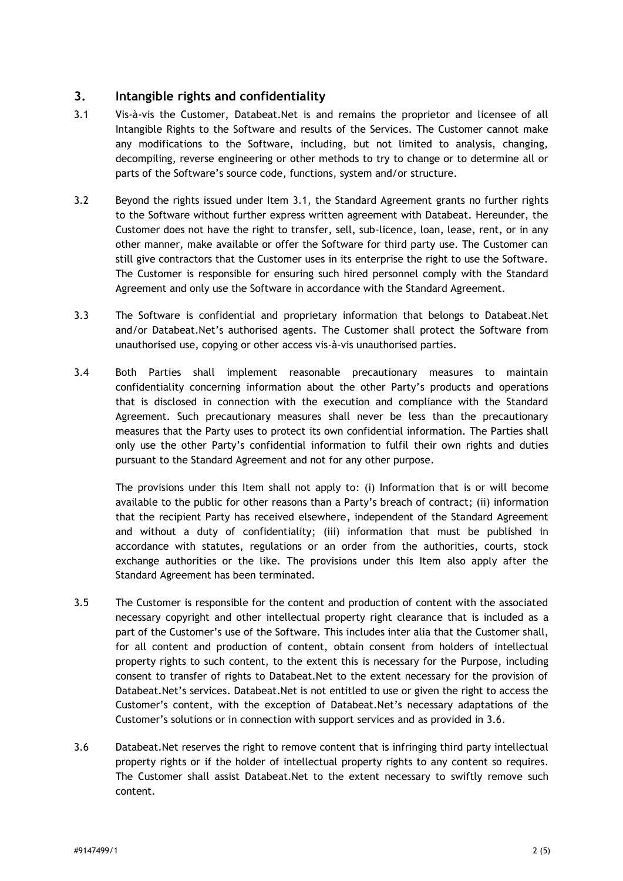## 3. Intangible rights and confidentiality

3.1 Vis-à-vis the Customer, Databeat.Net is and remains the proprietor and licensee of all Intangible Rights to the Software and results of the Services. The Customer cannot make any modifications to the Software, including, but not limited to analysis, changing, decompiling, reverse engineering or other methods to try to change or to determine all or parts of the Software's source code, functions, system and/or structure.

3.2 Beyond the rights issued under Item 3.1, the Standard Agreement grants no further rights to the Software without further express written agreement with Databeat. Hereunder, the Customer does not have the right to transfer, sell, sub-licence, loan, lease, rent, or in any other manner, make available or offer the Software for third party use. The Customer can still give contractors that the Customer uses in its enterprise the right to use the Software. The Customer is responsible for ensuring such hired personnel comply with the Standard Agreement and only use the Software in accordance with the Standard Agreement.

3.3 The Software is confidential and proprietary information that belongs to Databeat.Net and/or Databeat.Net's authorised agents. The Customer shall protect the Software from unauthorised use, copying or other access vis-à-vis unauthorised parties.

3.4 Both Parties shall implement reasonable precautionary measures to maintain confidentiality concerning information about the other Party's products and operations that is disclosed in connection with the execution and compliance with the Standard Agreement. Such precautionary measures shall never be less than the precautionary measures that the Party uses to protect its own confidential information. The Parties shall only use the other Party's confidential information to fulfil their own rights and duties pursuant to the Standard Agreement and not for any other purpose.

The provisions under this Item shall not apply to: (i) Information that is or will become available to the public for other reasons than a Party's breach of contract; (ii) information that the recipient Party has received elsewhere, independent of the Standard Agreement and without a duty of confidentiality; (iii) information that must be published in accordance with statutes, regulations or an order from the authorities, courts, stock exchange authorities or the like. The provisions under this Item also apply after the Standard Agreement has been terminated.

3.5 The Customer is responsible for the content and production of content with the associated necessary copyright and other intellectual property right clearance that is included as a part of the Customer's use of the Software. This includes inter alia that the Customer shall, for all content and production of content, obtain consent from holders of intellectual property rights to such content, to the extent this is necessary for the Purpose, including consent to transfer of rights to Databeat.Net to the extent necessary for the provision of Databeat.Net's services. Databeat.Net is not entitled to use or given the right to access the Customer's content, with the exception of Databeat.Net's necessary adaptations of the Customer's solutions or in connection with support services and as provided in 3.6.

3.6 Databeat.Net reserves the right to remove content that is infringing third party intellectual property rights or if the holder of intellectual property rights to any content so requires. The Customer shall assist Databeat.Net to the extent necessary to swiftly remove such content.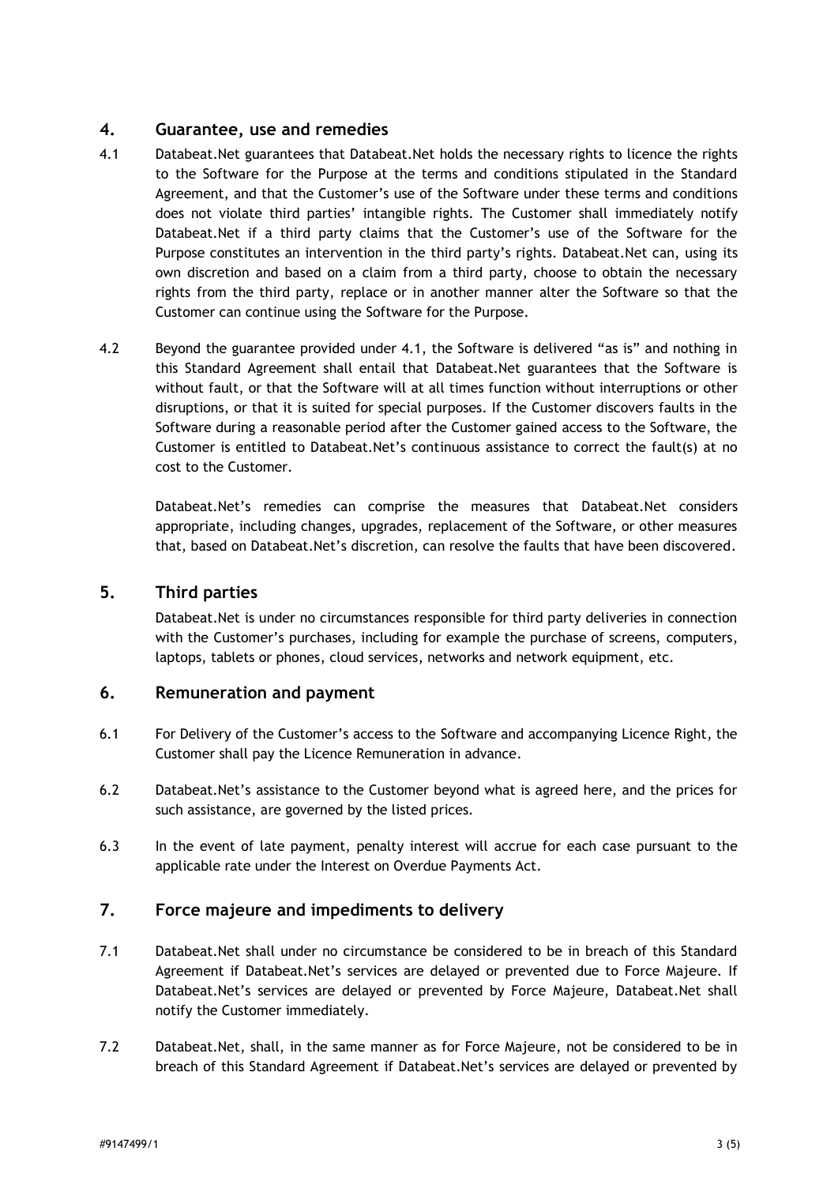## 4. Guarantee, use and remedies

4.1 Databeat.Net guarantees that Databeat.Net holds the necessary rights to licence the rights to the Software for the Purpose at the terms and conditions stipulated in the Standard Agreement, and that the Customer's use of the Software under these terms and conditions does not violate third parties' intangible rights. The Customer shall immediately notify Databeat.Net if a third party claims that the Customer's use of the Software for the Purpose constitutes an intervention in the third party's rights. Databeat.Net can, using its own discretion and based on a claim from a third party, choose to obtain the necessary rights from the third party, replace or in another manner alter the Software so that the Customer can continue using the Software for the Purpose.

4.2 Beyond the guarantee provided under 4.1, the Software is delivered "as is" and nothing in this Standard Agreement shall entail that Databeat.Net guarantees that the Software is without fault, or that the Software will at all times function without interruptions or other disruptions, or that it is suited for special purposes. If the Customer discovers faults in the Software during a reasonable period after the Customer gained access to the Software, the Customer is entitled to Databeat.Net's continuous assistance to correct the fault(s) at no cost to the Customer.

Databeat.Net's remedies can comprise the measures that Databeat.Net considers appropriate, including changes, upgrades, replacement of the Software, or other measures that, based on Databeat.Net's discretion, can resolve the faults that have been discovered.

## 5. Third parties

Databeat.Net is under no circumstances responsible for third party deliveries in connection with the Customer's purchases, including for example the purchase of screens, computers, laptops, tablets or phones, cloud services, networks and network equipment, etc.

## 6. Remuneration and payment

6.1 For Delivery of the Customer's access to the Software and accompanying Licence Right, the Customer shall pay the Licence Remuneration in advance.

6.2 Databeat.Net's assistance to the Customer beyond what is agreed here, and the prices for such assistance, are governed by the listed prices.

6.3 In the event of late payment, penalty interest will accrue for each case pursuant to the applicable rate under the Interest on Overdue Payments Act.

## 7. Force majeure and impediments to delivery

7.1 Databeat.Net shall under no circumstance be considered to be in breach of this Standard Agreement if Databeat.Net's services are delayed or prevented due to Force Majeure. If Databeat.Net's services are delayed or prevented by Force Majeure, Databeat.Net shall notify the Customer immediately.

7.2 Databeat.Net, shall, in the same manner as for Force Majeure, not be considered to be in breach of this Standard Agreement if Databeat.Net's services are delayed or prevented by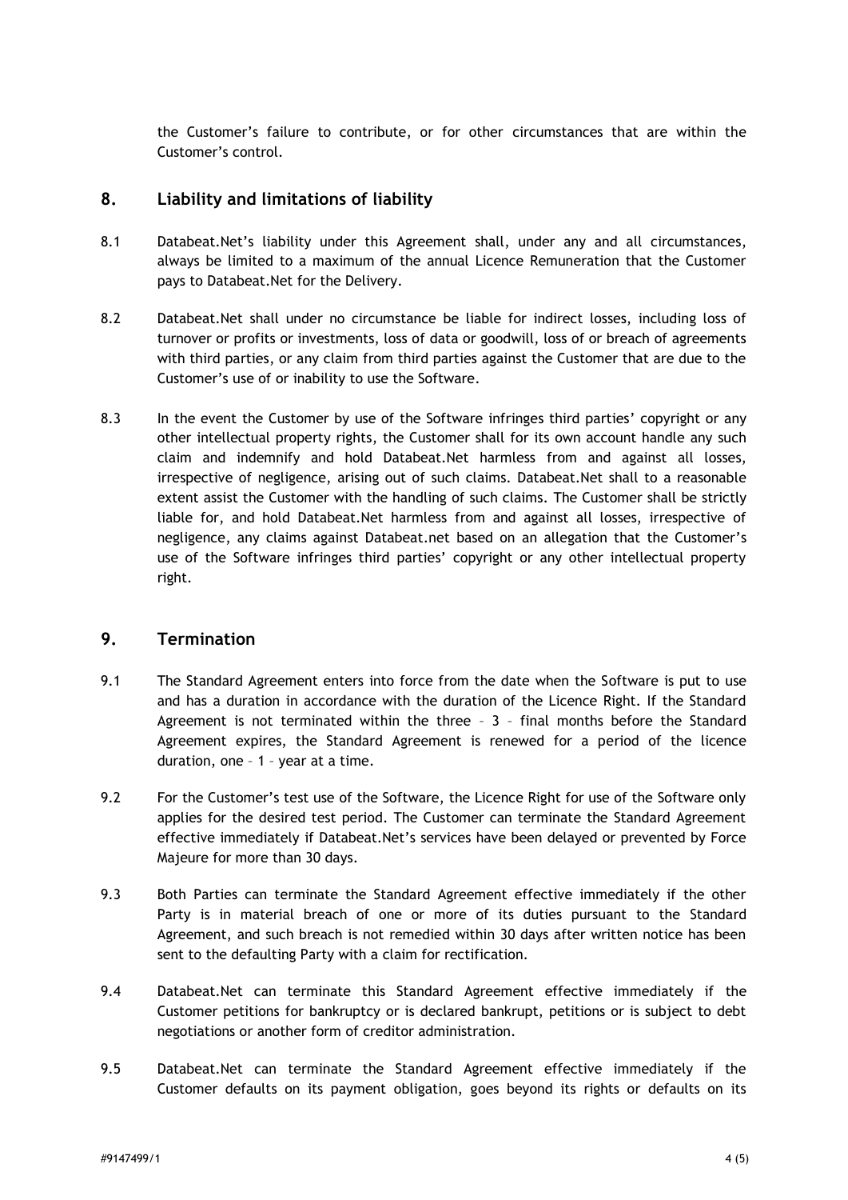the Customer's failure to contribute, or for other circumstances that are within the Customer's control.

## 8. Liability and limitations of liability

8.1 Databeat.Net's liability under this Agreement shall, under any and all circumstances, always be limited to a maximum of the annual Licence Remuneration that the Customer pays to Databeat.Net for the Delivery.

8.2 Databeat.Net shall under no circumstance be liable for indirect losses, including loss of turnover or profits or investments, loss of data or goodwill, loss of or breach of agreements with third parties, or any claim from third parties against the Customer that are due to the Customer's use of or inability to use the Software.

8.3 In the event the Customer by use of the Software infringes third parties' copyright or any other intellectual property rights, the Customer shall for its own account handle any such claim and indemnify and hold Databeat.Net harmless from and against all losses, irrespective of negligence, arising out of such claims. Databeat.Net shall to a reasonable extent assist the Customer with the handling of such claims. The Customer shall be strictly liable for, and hold Databeat.Net harmless from and against all losses, irrespective of negligence, any claims against Databeat.net based on an allegation that the Customer's use of the Software infringes third parties' copyright or any other intellectual property right.

## 9. Termination

9.1 The Standard Agreement enters into force from the date when the Software is put to use and has a duration in accordance with the duration of the Licence Right. If the Standard Agreement is not terminated within the three – 3 – final months before the Standard Agreement expires, the Standard Agreement is renewed for a period of the licence duration, one – 1 – year at a time.

9.2 For the Customer's test use of the Software, the Licence Right for use of the Software only applies for the desired test period. The Customer can terminate the Standard Agreement effective immediately if Databeat.Net's services have been delayed or prevented by Force Majeure for more than 30 days.

9.3 Both Parties can terminate the Standard Agreement effective immediately if the other Party is in material breach of one or more of its duties pursuant to the Standard Agreement, and such breach is not remedied within 30 days after written notice has been sent to the defaulting Party with a claim for rectification.

9.4 Databeat.Net can terminate this Standard Agreement effective immediately if the Customer petitions for bankruptcy or is declared bankrupt, petitions or is subject to debt negotiations or another form of creditor administration.

9.5 Databeat.Net can terminate the Standard Agreement effective immediately if the Customer defaults on its payment obligation, goes beyond its rights or defaults on its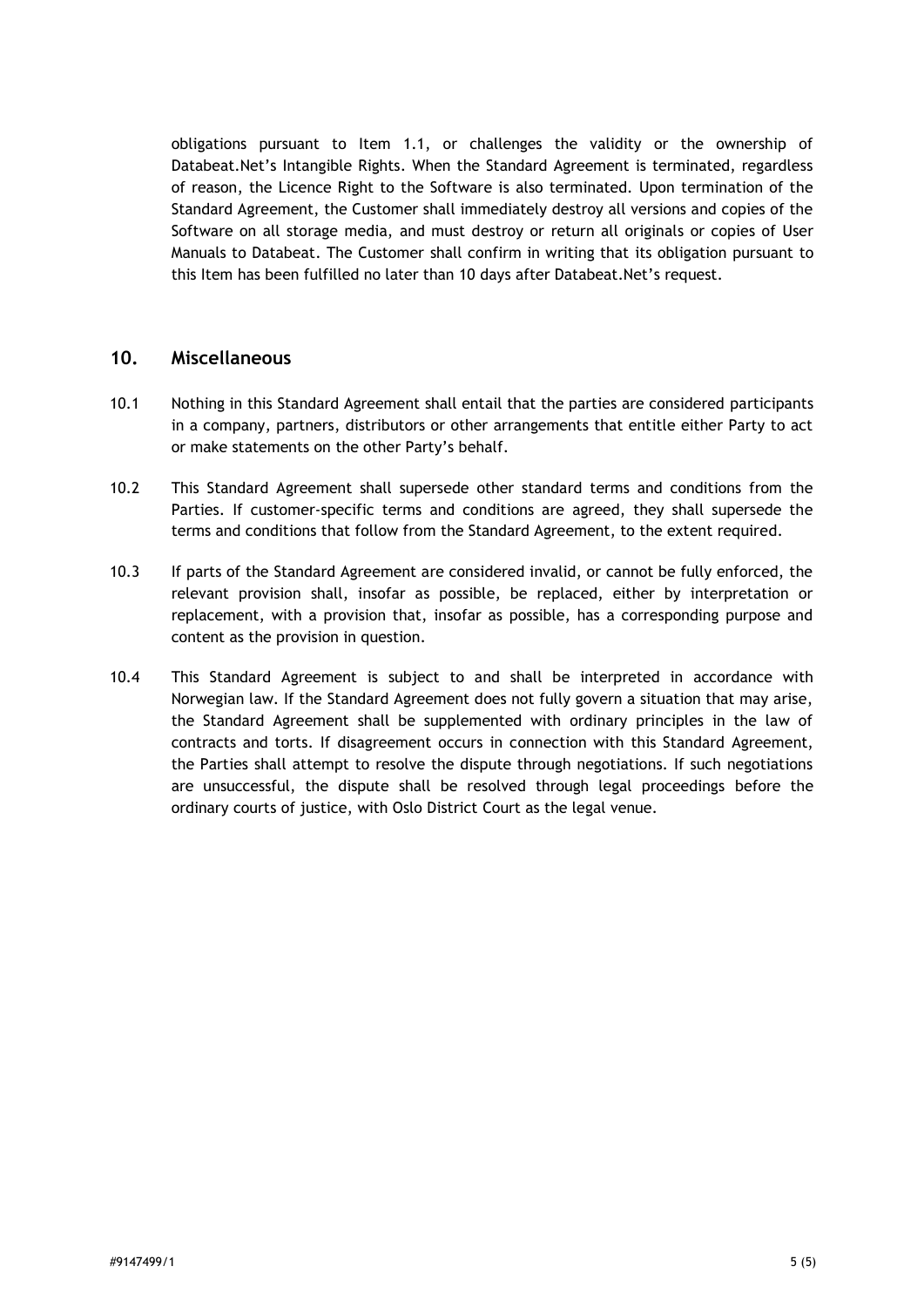obligations pursuant to Item 1.1, or challenges the validity or the ownership of Databeat.Net's Intangible Rights. When the Standard Agreement is terminated, regardless of reason, the Licence Right to the Software is also terminated. Upon termination of the Standard Agreement, the Customer shall immediately destroy all versions and copies of the Software on all storage media, and must destroy or return all originals or copies of User Manuals to Databeat. The Customer shall confirm in writing that its obligation pursuant to this Item has been fulfilled no later than 10 days after Databeat.Net's request.

## 10. Miscellaneous

10.1 Nothing in this Standard Agreement shall entail that the parties are considered participants in a company, partners, distributors or other arrangements that entitle either Party to act or make statements on the other Party's behalf.

10.2 This Standard Agreement shall supersede other standard terms and conditions from the Parties. If customer-specific terms and conditions are agreed, they shall supersede the terms and conditions that follow from the Standard Agreement, to the extent required.

10.3 If parts of the Standard Agreement are considered invalid, or cannot be fully enforced, the relevant provision shall, insofar as possible, be replaced, either by interpretation or replacement, with a provision that, insofar as possible, has a corresponding purpose and content as the provision in question.

10.4 This Standard Agreement is subject to and shall be interpreted in accordance with Norwegian law. If the Standard Agreement does not fully govern a situation that may arise, the Standard Agreement shall be supplemented with ordinary principles in the law of contracts and torts. If disagreement occurs in connection with this Standard Agreement, the Parties shall attempt to resolve the dispute through negotiations. If such negotiations are unsuccessful, the dispute shall be resolved through legal proceedings before the ordinary courts of justice, with Oslo District Court as the legal venue.

#9147499/1